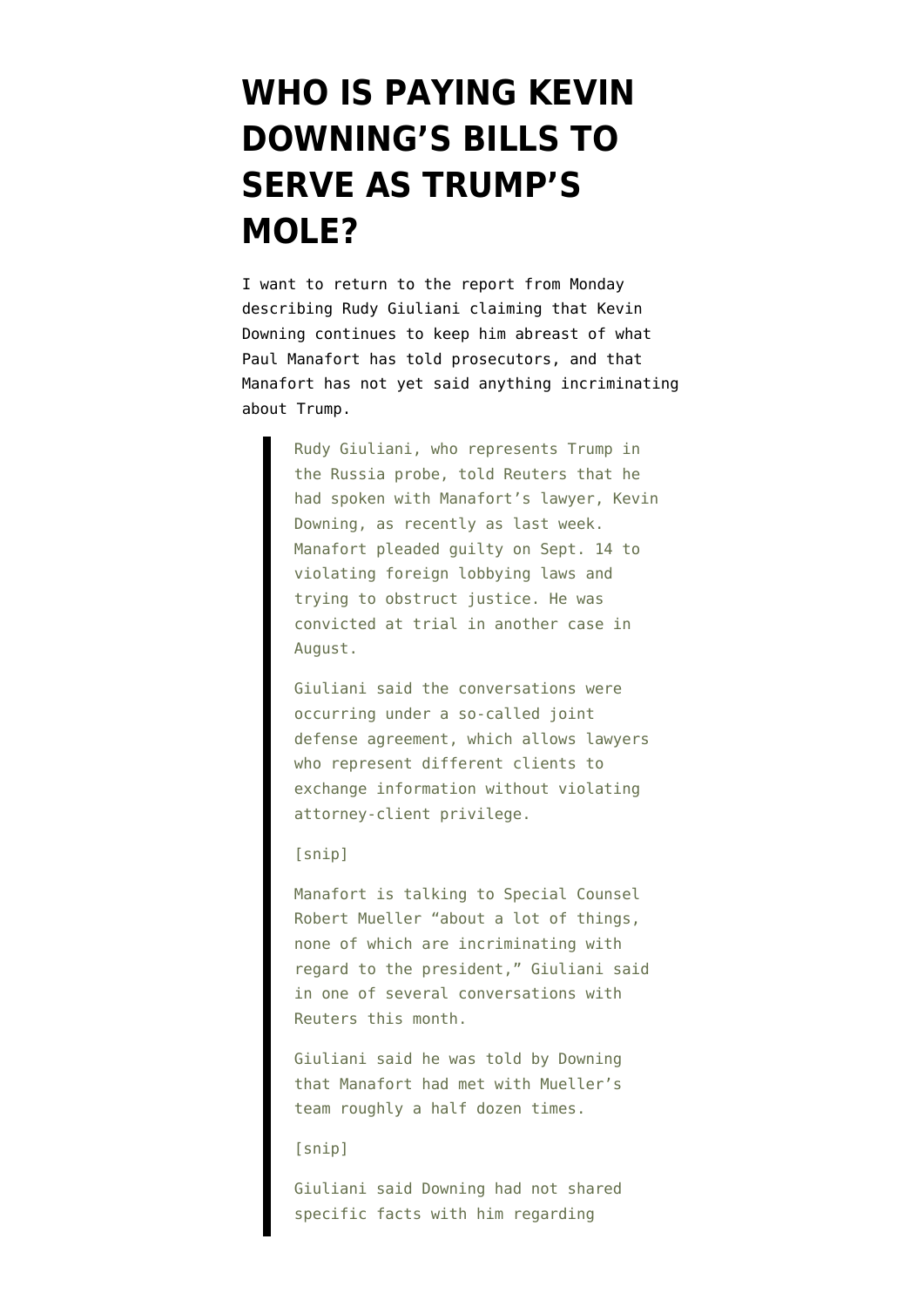# WHO IS PAYING KEVIN DOWNING'S BILLS TO SERVE AS TRUMP'S MOLE?

I want to return to the report from Monday describing Rudy Giuliani claiming that Kevin Downing continues to keep him abreast of what Paul Manafort has told prosecutors, and that Manafort has not yet said anything incriminating about Trump.

> Rudy Giuliani, who represents Trump in the Russia probe, told Reuters that he had spoken with Manafort's lawyer, Kevin Downing, as recently as last week. Manafort pleaded guilty on Sept. 14 to violating foreign lobbying laws and trying to obstruct justice. He was convicted at trial in another case in August.
>
> Giuliani said the conversations were occurring under a so-called joint defense agreement, which allows lawyers who represent different clients to exchange information without violating attorney-client privilege.
>
> [snip]
>
> Manafort is talking to Special Counsel Robert Mueller "about a lot of things, none of which are incriminating with regard to the president," Giuliani said in one of several conversations with Reuters this month.
>
> Giuliani said he was told by Downing that Manafort had met with Mueller's team roughly a half dozen times.
>
> [snip]
>
> Giuliani said Downing had not shared specific facts with him regarding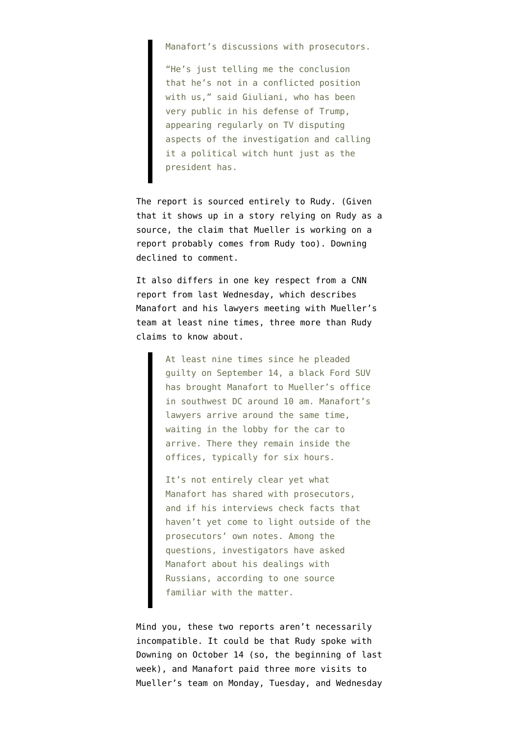> Manafort's discussions with prosecutors.
>
> "He's just telling me the conclusion that he's not in a conflicted position with us," said Giuliani, who has been very public in his defense of Trump, appearing regularly on TV disputing aspects of the investigation and calling it a political witch hunt just as the president has.

The report is sourced entirely to Rudy. (Given that it shows up in a story relying on Rudy as a source, the claim that Mueller is working on a report probably comes from Rudy too). Downing declined to comment.

It also differs in one key respect from a CNN report from last Wednesday, which describes Manafort and his lawyers meeting with Mueller's team at least nine times, three more than Rudy claims to know about.

> At least nine times since he pleaded guilty on September 14, a black Ford SUV has brought Manafort to Mueller's office in southwest DC around 10 am. Manafort's lawyers arrive around the same time, waiting in the lobby for the car to arrive. There they remain inside the offices, typically for six hours.
>
> It's not entirely clear yet what Manafort has shared with prosecutors, and if his interviews check facts that haven't yet come to light outside of the prosecutors' own notes. Among the questions, investigators have asked Manafort about his dealings with Russians, according to one source familiar with the matter.

Mind you, these two reports aren't necessarily incompatible. It could be that Rudy spoke with Downing on October 14 (so, the beginning of last week), and Manafort paid three more visits to Mueller's team on Monday, Tuesday, and Wednesday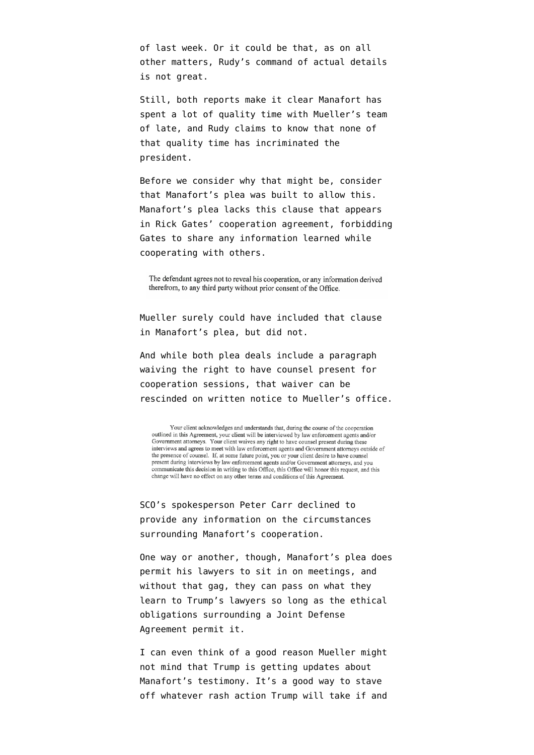of last week. Or it could be that, as on all other matters, Rudy's command of actual details is not great.

Still, both reports make it clear Manafort has spent a lot of quality time with Mueller's team of late, and Rudy claims to know that none of that quality time has incriminated the president.

Before we consider why that might be, consider that Manafort's plea was built to allow this. Manafort's plea lacks this clause that appears in Rick Gates' cooperation agreement, forbidding Gates to share any information learned while cooperating with others.

> The defendant agrees not to reveal his cooperation, or any information derived therefrom, to any third party without prior consent of the Office.

Mueller surely could have included that clause in Manafort's plea, but did not.

And while both plea deals include a paragraph waiving the right to have counsel present for cooperation sessions, that waiver can be rescinded on written notice to Mueller's office.

> Your client acknowledges and understands that, during the course of the cooperation outlined in this Agreement, your client will be interviewed by law enforcement agents and/or Government attorneys. Your client waives any right to have counsel present during these interviews and agrees to meet with law enforcement agents and Government attorneys outside of the presence of counsel. If, at some future point, you or your client desire to have counsel present during interviews by law enforcement agents and/or Government attorneys, and you communicate this decision in writing to this Office, this Office will honor this request, and this change will have no effect on any other terms and conditions of this Agreement.

SCO's spokesperson Peter Carr declined to provide any information on the circumstances surrounding Manafort's cooperation.

One way or another, though, Manafort's plea does permit his lawyers to sit in on meetings, and without that gag, they can pass on what they learn to Trump's lawyers so long as the ethical obligations surrounding a Joint Defense Agreement permit it.

I can even think of a good reason Mueller might not mind that Trump is getting updates about Manafort's testimony. It's a good way to stave off whatever rash action Trump will take if and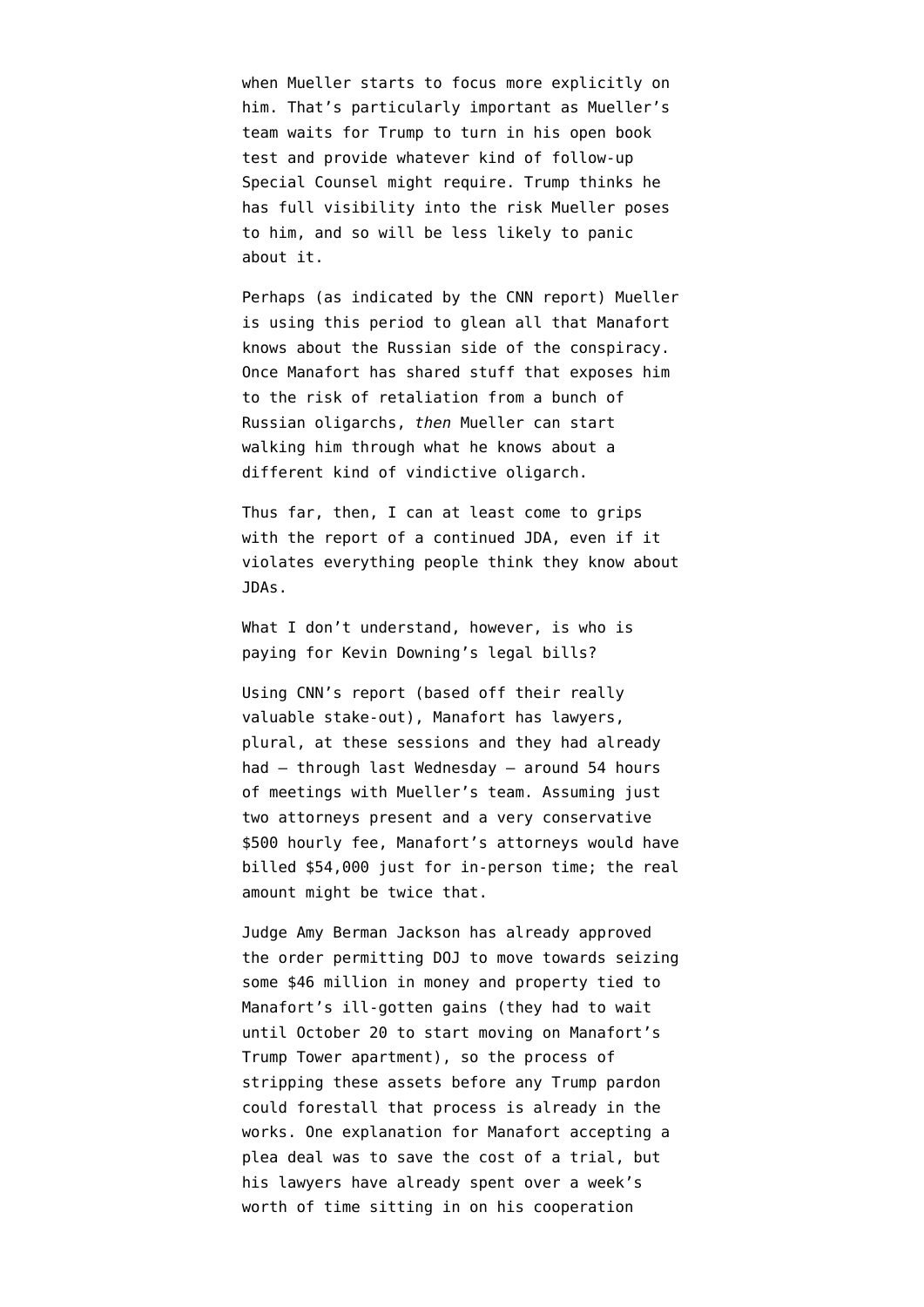when Mueller starts to focus more explicitly on him. That's particularly important as Mueller's team waits for Trump to turn in his open book test and provide whatever kind of follow-up Special Counsel might require. Trump thinks he has full visibility into the risk Mueller poses to him, and so will be less likely to panic about it.

Perhaps (as indicated by the CNN report) Mueller is using this period to glean all that Manafort knows about the Russian side of the conspiracy. Once Manafort has shared stuff that exposes him to the risk of retaliation from a bunch of Russian oligarchs, *then* Mueller can start walking him through what he knows about a different kind of vindictive oligarch.

Thus far, then, I can at least come to grips with the report of a continued JDA, even if it violates everything people think they know about JDAs.

What I don't understand, however, is who is paying for Kevin Downing's legal bills?

Using CNN's report (based off their really valuable stake-out), Manafort has lawyers, plural, at these sessions and they had already had — through last Wednesday — around 54 hours of meetings with Mueller's team. Assuming just two attorneys present and a very conservative $500 hourly fee, Manafort's attorneys would have billed $54,000 just for in-person time; the real amount might be twice that.

Judge Amy Berman Jackson has already approved the order permitting DOJ to move towards seizing some $46 million in money and property tied to Manafort's ill-gotten gains (they had to wait until October 20 to start moving on Manafort's Trump Tower apartment), so the process of stripping these assets before any Trump pardon could forestall that process is already in the works. One explanation for Manafort accepting a plea deal was to save the cost of a trial, but his lawyers have already spent over a week's worth of time sitting in on his cooperation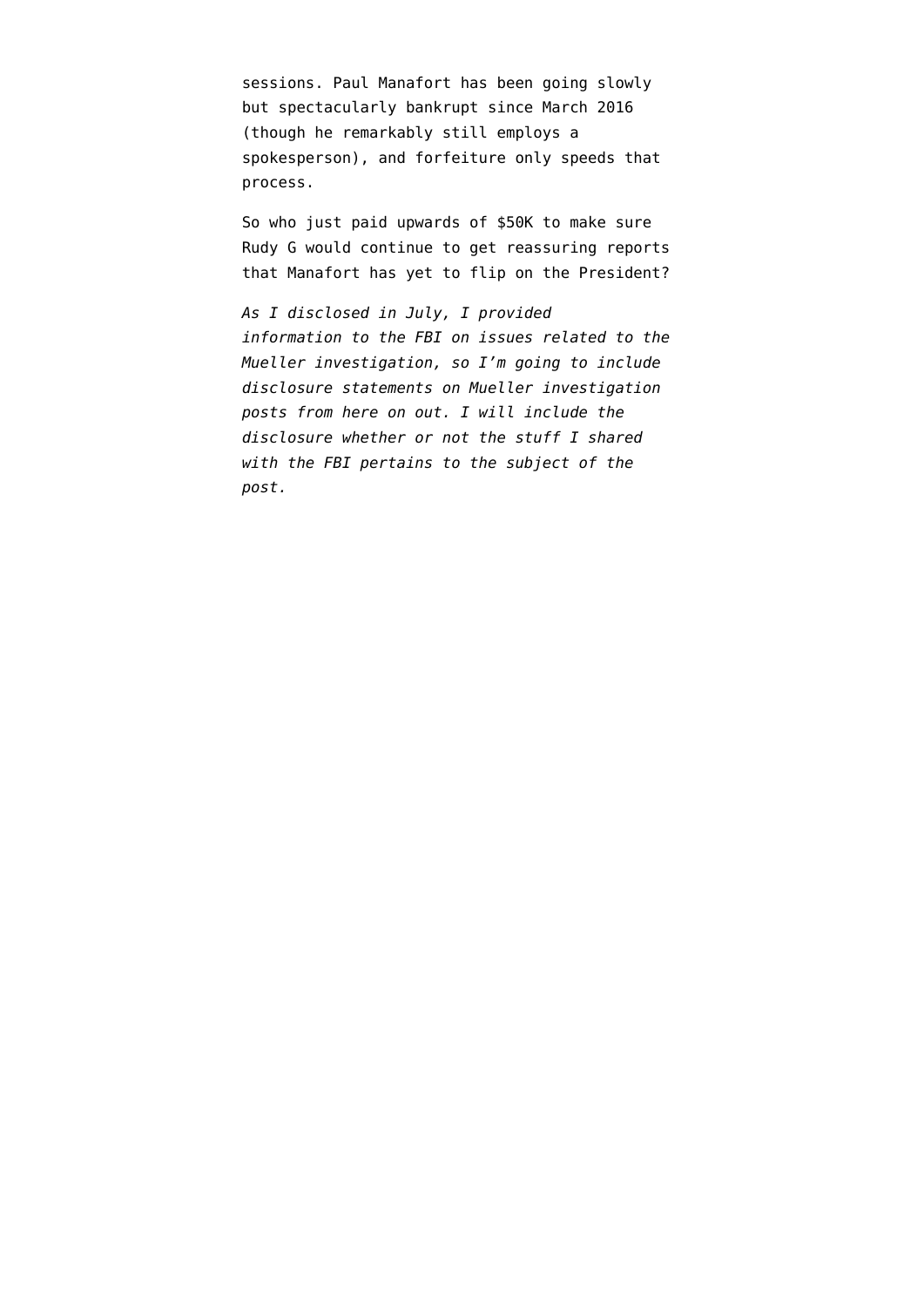sessions. Paul Manafort has been going slowly but spectacularly bankrupt since March 2016 (though he remarkably still employs a spokesperson), and forfeiture only speeds that process.

So who just paid upwards of $50K to make sure Rudy G would continue to get reassuring reports that Manafort has yet to flip on the President?

*As I disclosed in July, I provided information to the FBI on issues related to the Mueller investigation, so I'm going to include disclosure statements on Mueller investigation posts from here on out. I will include the disclosure whether or not the stuff I shared with the FBI pertains to the subject of the post.*